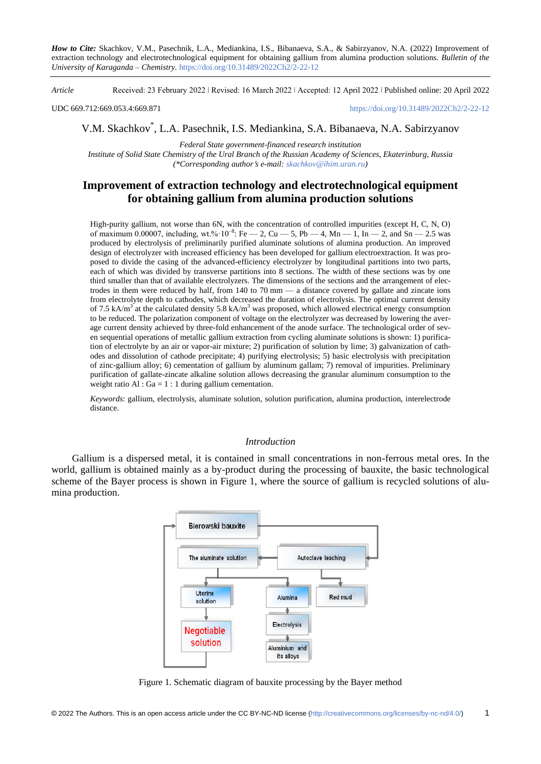***How to Cite:*** Skachkov, V.M., Pasechnik, L.A., Mediankina, I.S., Bibanaeva, S.A., & Sabirzyanov, N.A. (2022) Improvement of extraction technology and electrotechnological equipment for obtaining gallium from alumina production solutions. *Bulletin of the University of Karaganda – Chemistry*. https://doi.org/10.31489/2022Ch2/2-22-12

*Article* Received: 23 February 2022 | Revised: 16 March 2022 | Accepted: 12 April 2022 | Published online: 20 April 2022

UDC 669.712:669.053.4:669.871 https://doi.org/10.31489/2022Ch2/2-22-12

V.M. Skachkov*, L.A. Pasechnik, I.S. Mediankina, S.A. Bibanaeva, N.A. Sabirzyanov

*Federal State government-financed research institution*
*Institute of Solid State Chemistry of the Ural Branch of the Russian Academy of Sciences, Ekaterinburg, Russia*
*(\*Corresponding author's e-mail: skachkov@ihim.uran.ru)*

# Improvement of extraction technology and electrotechnological equipment for obtaining gallium from alumina production solutions

High-purity gallium, not worse than 6N, with the concentration of controlled impurities (except H, C, N, O) of maximum 0.00007, including, wt.%$\cdot 10^{-8}$: Fe — 2, Cu — 5, Pb — 4, Mn — 1, In — 2, and Sn — 2.5 was produced by electrolysis of preliminarily purified aluminate solutions of alumina production. An improved design of electrolyzer with increased efficiency has been developed for gallium electroextraction. It was proposed to divide the casing of the advanced-efficiency electrolyzer by longitudinal partitions into two parts, each of which was divided by transverse partitions into 8 sections. The width of these sections was by one third smaller than that of available electrolyzers. The dimensions of the sections and the arrangement of electrodes in them were reduced by half, from 140 to 70 mm — a distance covered by gallate and zincate ions from electrolyte depth to cathodes, which decreased the duration of electrolysis. The optimal current density of 7.5 kA/m$^3$ at the calculated density 5.8 kA/m$^3$ was proposed, which allowed electrical energy consumption to be reduced. The polarization component of voltage on the electrolyzer was decreased by lowering the average current density achieved by three-fold enhancement of the anode surface. The technological order of seven sequential operations of metallic gallium extraction from cycling aluminate solutions is shown: 1) purification of electrolyte by an air or vapor-air mixture; 2) purification of solution by lime; 3) galvanization of cathodes and dissolution of cathode precipitate; 4) purifying electrolysis; 5) basic electrolysis with precipitation of zinc-gallium alloy; 6) cementation of gallium by aluminum gallam; 7) removal of impurities. Preliminary purification of gallate-zincate alkaline solution allows decreasing the granular aluminum consumption to the weight ratio Al : Ga = 1 : 1 during gallium cementation.

*Keywords*: gallium, electrolysis, aluminate solution, solution purification, alumina production, interelectrode distance.

## *Introduction*

Gallium is a dispersed metal, it is contained in small concentrations in non-ferrous metal ores. In the world, gallium is obtained mainly as a by-product during the processing of bauxite, the basic technological scheme of the Bayer process is shown in Figure 1, where the source of gallium is recycled solutions of alumina production.

Figure 1. Schematic diagram of bauxite processing by the Bayer method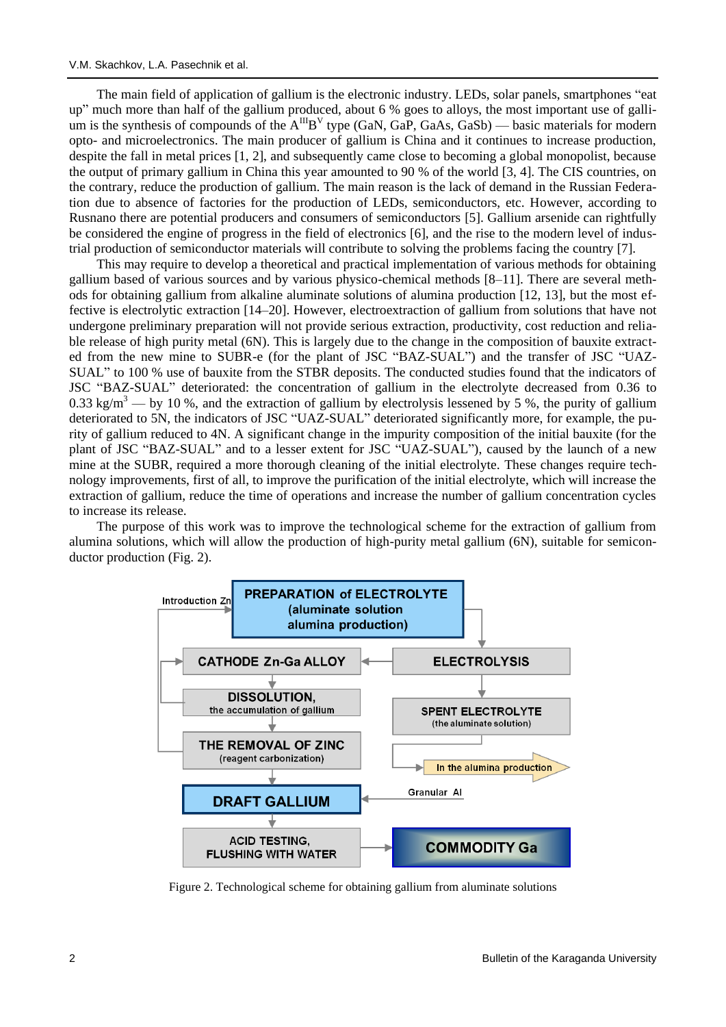The main field of application of gallium is the electronic industry. LEDs, solar panels, smartphones "eat up" much more than half of the gallium produced, about 6 % goes to alloys, the most important use of gallium is the synthesis of compounds of the $A^{III}B^{V}$ type (GaN, GaP, GaAs, GaSb) — basic materials for modern opto- and microelectronics. The main producer of gallium is China and it continues to increase production, despite the fall in metal prices [1, 2], and subsequently came close to becoming a global monopolist, because the output of primary gallium in China this year amounted to 90 % of the world [3, 4]. The CIS countries, on the contrary, reduce the production of gallium. The main reason is the lack of demand in the Russian Federation due to absence of factories for the production of LEDs, semiconductors, etc. However, according to Rusnano there are potential producers and consumers of semiconductors [5]. Gallium arsenide can rightfully be considered the engine of progress in the field of electronics [6], and the rise to the modern level of industrial production of semiconductor materials will contribute to solving the problems facing the country [7].

This may require to develop a theoretical and practical implementation of various methods for obtaining gallium based of various sources and by various physico-chemical methods [8–11]. There are several methods for obtaining gallium from alkaline aluminate solutions of alumina production [12, 13], but the most effective is electrolytic extraction [14–20]. However, electroextraction of gallium from solutions that have not undergone preliminary preparation will not provide serious extraction, productivity, cost reduction and reliable release of high purity metal (6N). This is largely due to the change in the composition of bauxite extracted from the new mine to SUBR-e (for the plant of JSC "BAZ-SUAL") and the transfer of JSC "UAZ-SUAL" to 100 % use of bauxite from the STBR deposits. The conducted studies found that the indicators of JSC "BAZ-SUAL" deteriorated: the concentration of gallium in the electrolyte decreased from 0.36 to 0.33 $kg/m^3$ — by 10 %, and the extraction of gallium by electrolysis lessened by 5 %, the purity of gallium deteriorated to 5N, the indicators of JSC "UAZ-SUAL" deteriorated significantly more, for example, the purity of gallium reduced to 4N. A significant change in the impurity composition of the initial bauxite (for the plant of JSC "BAZ-SUAL" and to a lesser extent for JSC "UAZ-SUAL"), caused by the launch of a new mine at the SUBR, required a more thorough cleaning of the initial electrolyte. These changes require technology improvements, first of all, to improve the purification of the initial electrolyte, which will increase the extraction of gallium, reduce the time of operations and increase the number of gallium concentration cycles to increase its release.

The purpose of this work was to improve the technological scheme for the extraction of gallium from alumina solutions, which will allow the production of high-purity metal gallium (6N), suitable for semiconductor production (Fig. 2).

Introduction Zn → PREPARATION of ELECTROLYTE (aluminate solution alumina production) → ELECTROLYSIS → CATHODE Zn-Ga ALLOY → DISSOLUTION, the accumulation of gallium → THE REMOVAL OF ZINC (reagent carbonization) → DRAFT GALLIUM (Granular Al) → ACID TESTING, FLUSHING WITH WATER → COMMODITY Ga

ELECTROLYSIS → SPENT ELECTROLYTE (the aluminate solution) → In the alumina production

Figure 2. Technological scheme for obtaining gallium from aluminate solutions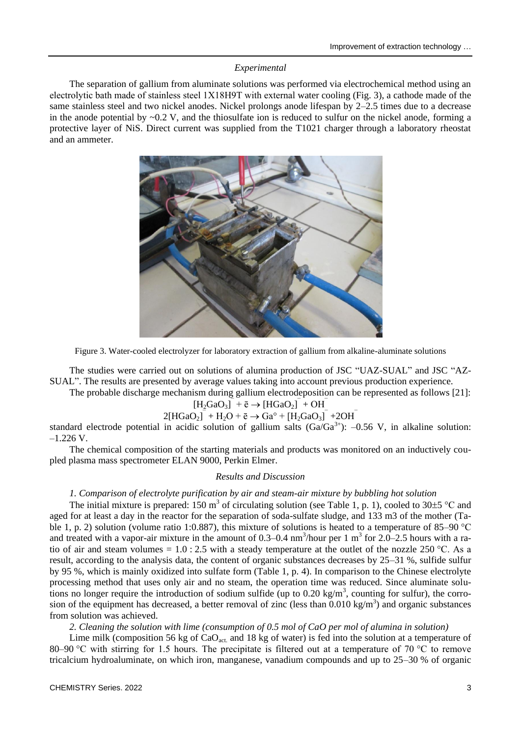## Experimental

The separation of gallium from aluminate solutions was performed via electrochemical method using an electrolytic bath made of stainless steel 1X18H9T with external water cooling (Fig. 3), a cathode made of the same stainless steel and two nickel anodes. Nickel prolongs anode lifespan by 2–2.5 times due to a decrease in the anode potential by ~0.2 V, and the thiosulfate ion is reduced to sulfur on the nickel anode, forming a protective layer of NiS. Direct current was supplied from the T1021 charger through a laboratory rheostat and an ammeter.

Figure 3. Water-cooled electrolyzer for laboratory extraction of gallium from alkaline-aluminate solutions

The studies were carried out on solutions of alumina production of JSC "UAZ-SUAL" and JSC "AZ-SUAL". The results are presented by average values taking into account previous production experience.

The probable discharge mechanism during gallium electrodeposition can be represented as follows [21]:

$$[H_2GaO_3]^- + \bar{e} \rightarrow [HGaO_2]^- + OH^-$$

$$2[HGaO_2]^- + H_2O + \bar{e} \rightarrow Ga^{\circ} + [H_2GaO_3]^- + 2OH^-$$

standard electrode potential in acidic solution of gallium salts ($Ga/Ga^{3+}$): –0.56 V, in alkaline solution: –1.226 V.

The chemical composition of the starting materials and products was monitored on an inductively coupled plasma mass spectrometer ELAN 9000, Perkin Elmer.

## Results and Discussion

*1. Comparison of electrolyte purification by air and steam-air mixture by bubbling hot solution*

The initial mixture is prepared: 150 $m^3$ of circulating solution (see Table 1, p. 1), cooled to 30±5 °C and aged for at least a day in the reactor for the separation of soda-sulfate sludge, and 133 m3 of the mother (Table 1, p. 2) solution (volume ratio 1:0.887), this mixture of solutions is heated to a temperature of 85–90 °C and treated with a vapor-air mixture in the amount of 0.3–0.4 $nm^3$/hour per 1 $m^3$ for 2.0–2.5 hours with a ratio of air and steam volumes = 1.0 : 2.5 with a steady temperature at the outlet of the nozzle 250 °C. As a result, according to the analysis data, the content of organic substances decreases by 25–31 %, sulfide sulfur by 95 %, which is mainly oxidized into sulfate form (Table 1, p. 4). In comparison to the Chinese electrolyte processing method that uses only air and no steam, the operation time was reduced. Since aluminate solutions no longer require the introduction of sodium sulfide (up to 0.20 $kg/m^3$, counting for sulfur), the corrosion of the equipment has decreased, a better removal of zinc (less than 0.010 $kg/m^3$) and organic substances from solution was achieved.

*2. Cleaning the solution with lime (consumption of 0.5 mol of CaO per mol of alumina in solution)*

Lime milk (composition 56 kg of $CaO_{act.}$ and 18 kg of water) is fed into the solution at a temperature of 80–90 °C with stirring for 1.5 hours. The precipitate is filtered out at a temperature of 70 °C to remove tricalcium hydroaluminate, on which iron, manganese, vanadium compounds and up to 25–30 % of organic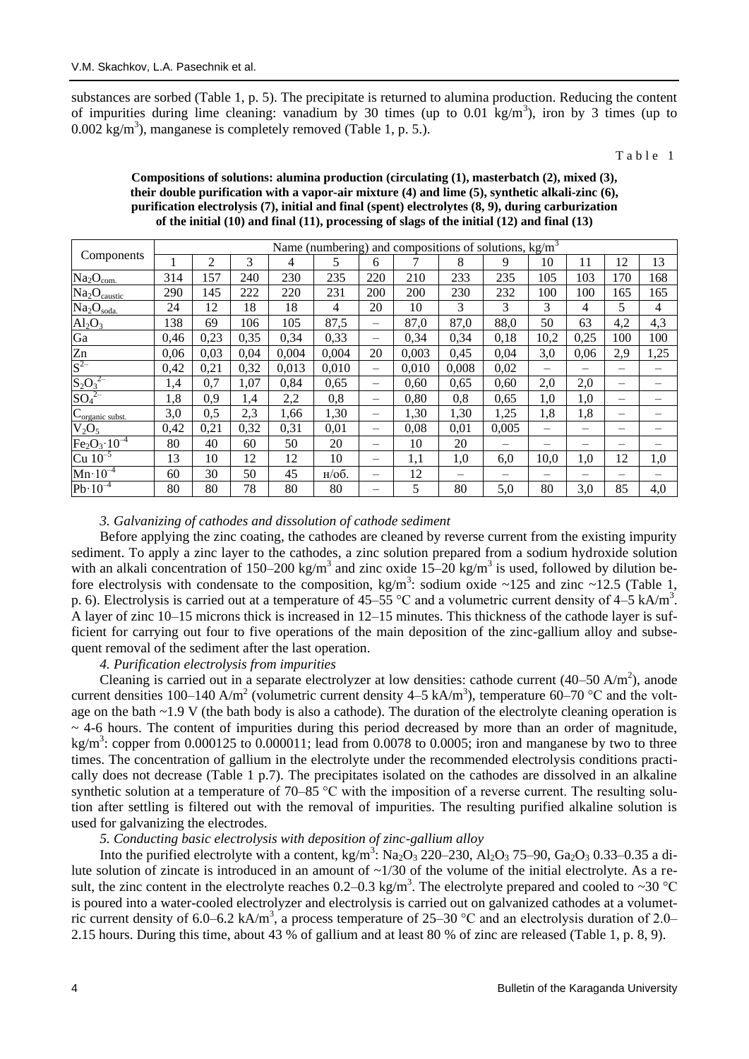substances are sorbed (Table 1, p. 5). The precipitate is returned to alumina production. Reducing the content of impurities during lime cleaning: vanadium by 30 times (up to 0.01 kg/m$^3$), iron by 3 times (up to 0.002 kg/m$^3$), manganese is completely removed (Table 1, p. 5.).

Table 1

**Compositions of solutions: alumina production (circulating (1), masterbatch (2), mixed (3), their double purification with a vapor-air mixture (4) and lime (5), synthetic alkali-zinc (6), purification electrolysis (7), initial and final (spent) electrolytes (8, 9), during carburization of the initial (10) and final (11), processing of slags of the initial (12) and final (13)**

| Components | Name (numbering) and compositions of solutions, kg/m$^3$ | | | | | | | | | | | | |
|---|---|---|---|---|---|---|---|---|---|---|---|---|---|
| | 1 | 2 | 3 | 4 | 5 | 6 | 7 | 8 | 9 | 10 | 11 | 12 | 13 |
| $Na_2O_{com.}$ | 314 | 157 | 240 | 230 | 235 | 220 | 210 | 233 | 235 | 105 | 103 | 170 | 168 |
| $Na_2O_{caustic}$ | 290 | 145 | 222 | 220 | 231 | 200 | 200 | 230 | 232 | 100 | 100 | 165 | 165 |
| $Na_2O_{soda.}$ | 24 | 12 | 18 | 18 | 4 | 20 | 10 | 3 | 3 | 3 | 4 | 5 | 4 |
| $Al_2O_3$ | 138 | 69 | 106 | 105 | 87,5 | – | 87,0 | 87,0 | 88,0 | 50 | 63 | 4,2 | 4,3 |
| Ga | 0,46 | 0,23 | 0,35 | 0,34 | 0,33 | – | 0,34 | 0,34 | 0,18 | 10,2 | 0,25 | 100 | 100 |
| Zn | 0,06 | 0,03 | 0,04 | 0,004 | 0,004 | 20 | 0,003 | 0,45 | 0,04 | 3,0 | 0,06 | 2,9 | 1,25 |
| $S^{2-}$ | 0,42 | 0,21 | 0,32 | 0,013 | 0,010 | – | 0,010 | 0,008 | 0,02 | – | – | – | – |
| $S_2O_3^{2-}$ | 1,4 | 0,7 | 1,07 | 0,84 | 0,65 | – | 0,60 | 0,65 | 0,60 | 2,0 | 2,0 | – | – |
| $SO_4^{2-}$ | 1,8 | 0,9 | 1,4 | 2,2 | 0,8 | – | 0,80 | 0,8 | 0,65 | 1,0 | 1,0 | – | – |
| $C_{organic\ subst.}$ | 3,0 | 0,5 | 2,3 | 1,66 | 1,30 | – | 1,30 | 1,30 | 1,25 | 1,8 | 1,8 | – | – |
| $V_2O_5$ | 0,42 | 0,21 | 0,32 | 0,31 | 0,01 | – | 0,08 | 0,01 | 0,005 | – | – | – | – |
| $Fe_2O_3{\cdot}10^{-4}$ | 80 | 40 | 60 | 50 | 20 | – | 10 | 20 | – | – | – | – | – |
| $Cu\ 10^{-5}$ | 13 | 10 | 12 | 12 | 10 | – | 1,1 | 1,0 | 6,0 | 10,0 | 1,0 | 12 | 1,0 |
| $Mn{\cdot}10^{-4}$ | 60 | 30 | 50 | 45 | н/об. | – | 12 | – | – | – | – | – | – |
| $Pb{\cdot}10^{-4}$ | 80 | 80 | 78 | 80 | 80 | – | 5 | 80 | 5,0 | 80 | 3,0 | 85 | 4,0 |

*3. Galvanizing of cathodes and dissolution of cathode sediment*

Before applying the zinc coating, the cathodes are cleaned by reverse current from the existing impurity sediment. To apply a zinc layer to the cathodes, a zinc solution prepared from a sodium hydroxide solution with an alkali concentration of 150–200 kg/m$^3$ and zinc oxide 15–20 kg/m$^3$ is used, followed by dilution before electrolysis with condensate to the composition, kg/m$^3$: sodium oxide ~125 and zinc ~12.5 (Table 1, p. 6). Electrolysis is carried out at a temperature of 45–55 °C and a volumetric current density of 4–5 kA/m$^3$. A layer of zinc 10–15 microns thick is increased in 12–15 minutes. This thickness of the cathode layer is sufficient for carrying out four to five operations of the main deposition of the zinc-gallium alloy and subsequent removal of the sediment after the last operation.

*4. Purification electrolysis from impurities*

Cleaning is carried out in a separate electrolyzer at low densities: cathode current (40–50 A/m$^2$), anode current densities 100–140 A/m$^2$ (volumetric current density 4–5 kA/m$^3$), temperature 60–70 °C and the voltage on the bath ~1.9 V (the bath body is also a cathode). The duration of the electrolyte cleaning operation is ~ 4-6 hours. The content of impurities during this period decreased by more than an order of magnitude, kg/m$^3$: copper from 0.000125 to 0.000011; lead from 0.0078 to 0.0005; iron and manganese by two to three times. The concentration of gallium in the electrolyte under the recommended electrolysis conditions practically does not decrease (Table 1 p.7). The precipitates isolated on the cathodes are dissolved in an alkaline synthetic solution at a temperature of 70–85 °C with the imposition of a reverse current. The resulting solution after settling is filtered out with the removal of impurities. The resulting purified alkaline solution is used for galvanizing the electrodes.

*5. Conducting basic electrolysis with deposition of zinc-gallium alloy*

Into the purified electrolyte with a content, kg/m$^3$: $Na_2O_3$ 220–230, $Al_2O_3$ 75–90, $Ga_2O_3$ 0.33–0.35 a dilute solution of zincate is introduced in an amount of ~1/30 of the volume of the initial electrolyte. As a result, the zinc content in the electrolyte reaches 0.2–0.3 kg/m$^3$. The electrolyte prepared and cooled to ~30 °C is poured into a water-cooled electrolyzer and electrolysis is carried out on galvanized cathodes at a volumetric current density of 6.0–6.2 kA/m$^3$, a process temperature of 25–30 °C and an electrolysis duration of 2.0–2.15 hours. During this time, about 43 % of gallium and at least 80 % of zinc are released (Table 1, p. 8, 9).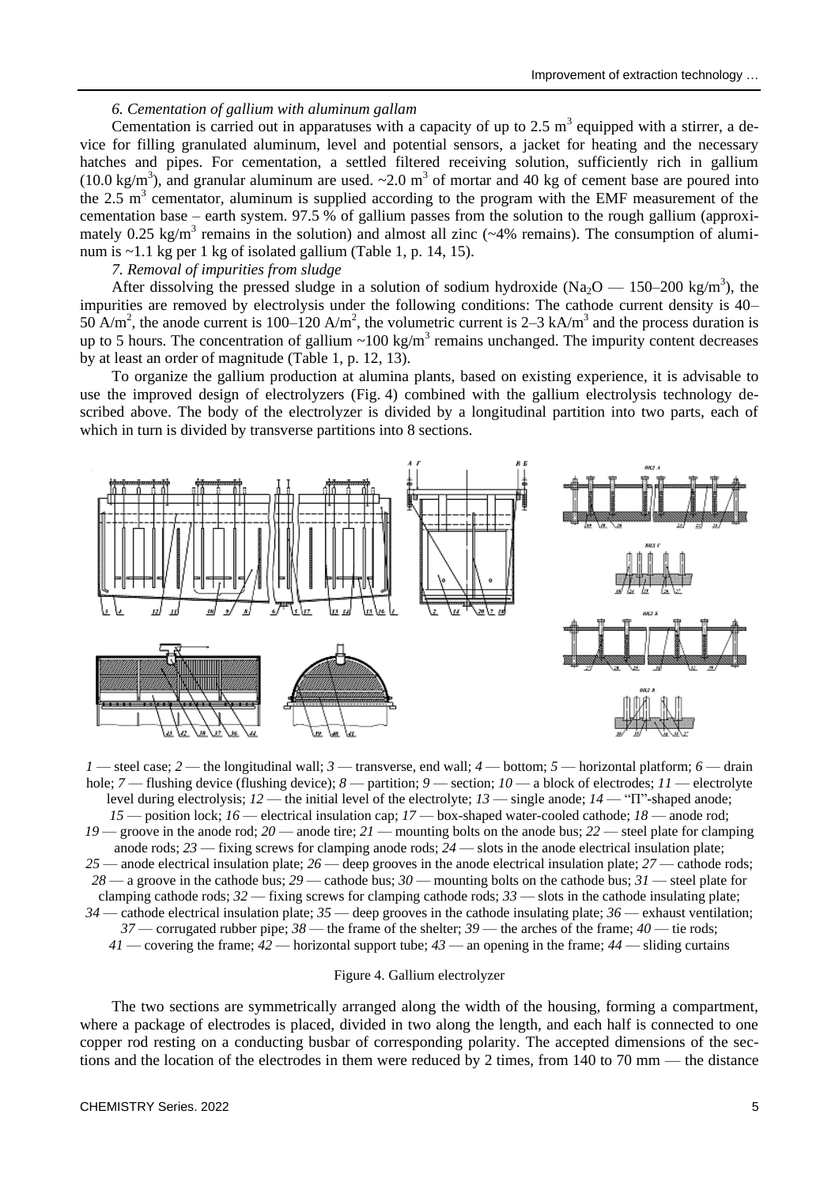*6. Cementation of gallium with aluminum gallam*

Cementation is carried out in apparatuses with a capacity of up to 2.5 $m^3$ equipped with a stirrer, a device for filling granulated aluminum, level and potential sensors, a jacket for heating and the necessary hatches and pipes. For cementation, a settled filtered receiving solution, sufficiently rich in gallium (10.0 $kg/m^3$), and granular aluminum are used. ~2.0 $m^3$ of mortar and 40 kg of cement base are poured into the 2.5 $m^3$ cementator, aluminum is supplied according to the program with the EMF measurement of the cementation base – earth system. 97.5 % of gallium passes from the solution to the rough gallium (approximately 0.25 $kg/m^3$ remains in the solution) and almost all zinc (~4% remains). The consumption of aluminum is ~1.1 kg per 1 kg of isolated gallium (Table 1, p. 14, 15).

*7. Removal of impurities from sludge*

After dissolving the pressed sludge in a solution of sodium hydroxide ($Na_2O$ — 150–200 $kg/m^3$), the impurities are removed by electrolysis under the following conditions: The cathode current density is 40–50 $A/m^2$, the anode current is 100–120 $A/m^2$, the volumetric current is 2–3 $kA/m^3$ and the process duration is up to 5 hours. The concentration of gallium ~100 $kg/m^3$ remains unchanged. The impurity content decreases by at least an order of magnitude (Table 1, p. 12, 13).

To organize the gallium production at alumina plants, based on existing experience, it is advisable to use the improved design of electrolyzers (Fig. 4) combined with the gallium electrolysis technology described above. The body of the electrolyzer is divided by a longitudinal partition into two parts, each of which in turn is divided by transverse partitions into 8 sections.

*1* — steel case; *2* — the longitudinal wall; *3* — transverse, end wall; *4* — bottom; *5* — horizontal platform; *6* — drain hole; *7* — flushing device (flushing device); *8* — partition; *9* — section; *10* — a block of electrodes; *11* — electrolyte level during electrolysis; *12* — the initial level of the electrolyte; *13* — single anode; *14* — "П"-shaped anode; *15* — position lock; *16* — electrical insulation cap; *17* — box-shaped water-cooled cathode; *18* — anode rod; *19* — groove in the anode rod; *20* — anode tire; *21* — mounting bolts on the anode bus; *22* — steel plate for clamping anode rods; *23* — fixing screws for clamping anode rods; *24* — slots in the anode electrical insulation plate; *25* — anode electrical insulation plate; *26* — deep grooves in the anode electrical insulation plate; *27* — cathode rods; *28* — a groove in the cathode bus; *29* — cathode bus; *30* — mounting bolts on the cathode bus; *31* — steel plate for clamping cathode rods; *32* — fixing screws for clamping cathode rods; *33* — slots in the cathode insulating plate; *34* — cathode electrical insulation plate; *35* — deep grooves in the cathode insulating plate; *36* — exhaust ventilation; *37* — corrugated rubber pipe; *38* — the frame of the shelter; *39* — the arches of the frame; *40* — tie rods; *41* — covering the frame; *42* — horizontal support tube; *43* — an opening in the frame; *44* — sliding curtains

Figure 4. Gallium electrolyzer

The two sections are symmetrically arranged along the width of the housing, forming a compartment, where a package of electrodes is placed, divided in two along the length, and each half is connected to one copper rod resting on a conducting busbar of corresponding polarity. The accepted dimensions of the sections and the location of the electrodes in them were reduced by 2 times, from 140 to 70 mm — the distance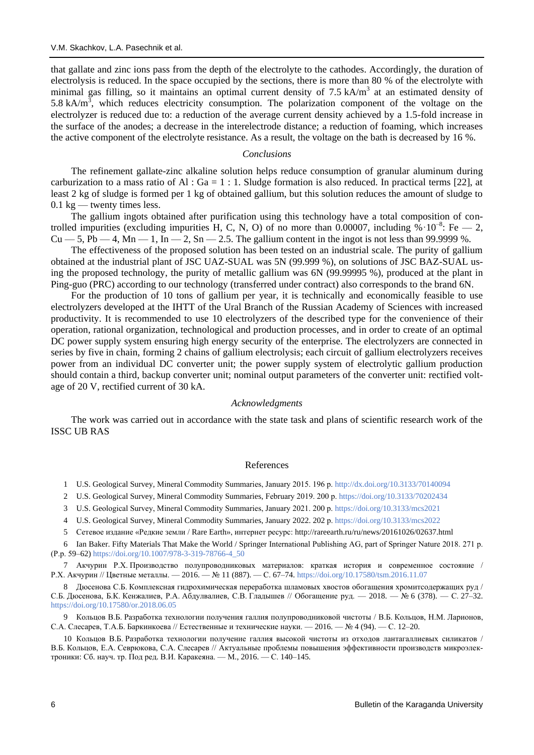that gallate and zinc ions pass from the depth of the electrolyte to the cathodes. Accordingly, the duration of electrolysis is reduced. In the space occupied by the sections, there is more than 80 % of the electrolyte with minimal gas filling, so it maintains an optimal current density of 7.5 $kA/m^3$ at an estimated density of 5.8 $kA/m^3$, which reduces electricity consumption. The polarization component of the voltage on the electrolyzer is reduced due to: a reduction of the average current density achieved by a 1.5-fold increase in the surface of the anodes; a decrease in the interelectrode distance; a reduction of foaming, which increases the active component of the electrolyte resistance. As a result, the voltage on the bath is decreased by 16 %.

### *Conclusions*

The refinement gallate-zinc alkaline solution helps reduce consumption of granular aluminum during carburization to a mass ratio of Al : Ga = 1 : 1. Sludge formation is also reduced. In practical terms [22], at least 2 kg of sludge is formed per 1 kg of obtained gallium, but this solution reduces the amount of sludge to 0.1 kg — twenty times less.

The gallium ingots obtained after purification using this technology have a total composition of controlled impurities (excluding impurities H, C, N, O) of no more than 0.00007, including $\%\cdot10^{-8}$: Fe — 2, Cu — 5, Pb — 4, Mn — 1, In — 2, Sn — 2.5. The gallium content in the ingot is not less than 99.9999 %.

The effectiveness of the proposed solution has been tested on an industrial scale. The purity of gallium obtained at the industrial plant of JSC UAZ-SUAL was 5N (99.999 %), on solutions of JSC BAZ-SUAL using the proposed technology, the purity of metallic gallium was 6N (99.99995 %), produced at the plant in Ping-guo (PRC) according to our technology (transferred under contract) also corresponds to the brand 6N.

For the production of 10 tons of gallium per year, it is technically and economically feasible to use electrolyzers developed at the IHTT of the Ural Branch of the Russian Academy of Sciences with increased productivity. It is recommended to use 10 electrolyzers of the described type for the convenience of their operation, rational organization, technological and production processes, and in order to create of an optimal DC power supply system ensuring high energy security of the enterprise. The electrolyzers are connected in series by five in chain, forming 2 chains of gallium electrolysis; each circuit of gallium electrolyzers receives power from an individual DC converter unit; the power supply system of electrolytic gallium production should contain a third, backup converter unit; nominal output parameters of the converter unit: rectified voltage of 20 V, rectified current of 30 kA.

### *Acknowledgments*

The work was carried out in accordance with the state task and plans of scientific research work of the ISSC UB RAS

## References

1 U.S. Geological Survey, Mineral Commodity Summaries, January 2015. 196 p. http://dx.doi.org/10.3133/70140094

2 U.S. Geological Survey, Mineral Commodity Summaries, February 2019. 200 p. https://doi.org/10.3133/70202434

3 U.S. Geological Survey, Mineral Commodity Summaries, January 2021. 200 p. https://doi.org/10.3133/mcs2021

4 U.S. Geological Survey, Mineral Commodity Summaries, January 2022. 202 p. https://doi.org/10.3133/mcs2022

5 Сетевое издание «Редкие земли / Rare Earth», интернет ресурс: http://rareearth.ru/ru/news/20161026/02637.html

6 Ian Baker. Fifty Materials That Make the World / Springer International Publishing AG, part of Springer Nature 2018. 271 p. (P.p. 59–62) https://doi.org/10.1007/978-3-319-78766-4_50

7 Акчурин Р.Х. Производство полупроводниковых материалов: краткая история и современное состояние / Р.Х. Акчурин // Цветные металлы. — 2016. — № 11 (887). — С. 67–74. https://doi.org/10.17580/tsm.2016.11.07

8 Дюсенова С.Б. Комплексная гидрохимическая переработка шламовых хвостов обогащения хромитсодержащих руд / С.Б. Дюсенова, Б.К. Кенжалиев, Р.А. Абдулвалиев, С.В. Гладышев // Обогащение руд. — 2018. — № 6 (378). — С. 27–32. https://doi.org/10.17580/or.2018.06.05

9 Кольцов В.Б. Разработка технологии получения галлия полупроводниковой чистоты / В.Б. Кольцов, Н.М. Ларионов, С.А. Слесарев, Т.А.Б. Баркинкоева // Естественные и технические науки. — 2016. — № 4 (94). — С. 12–20.

10 Кольцов В.Б. Разработка технологии получение галлия высокой чистоты из отходов лантагаллиевых силикатов / В.Б. Кольцов, Е.А. Севрюкова, С.А. Слесарев // Актуальные проблемы повышения эффективности производств микроэлектроники: Сб. науч. тр. Под ред. В.И. Каракеяна. — М., 2016. — С. 140–145.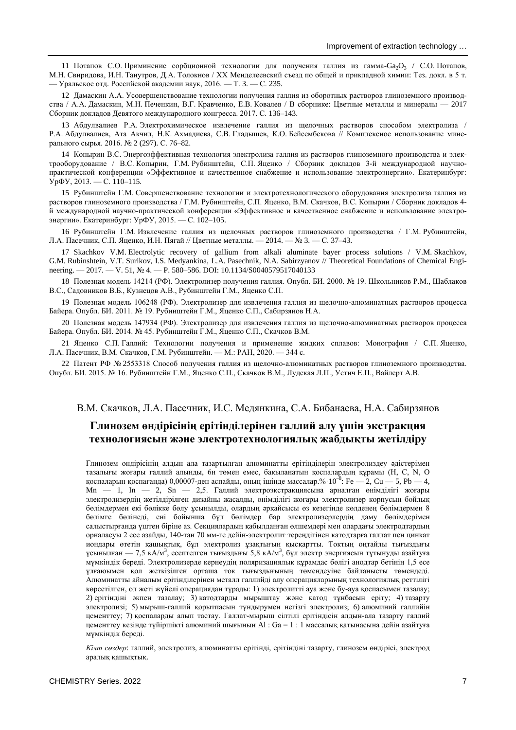11 Потапов С.О. Применение сорбционной технологии для получения галлия из гамма-$Ga_2O_3$ / С.О. Потапов, М.Н. Свиридова, И.Н. Танутров, Д.А. Толокнов / XX Менделеевский съезд по общей и прикладной химии: Тез. докл. в 5 т. — Уральское отд. Российской академии наук, 2016. — Т. 3. — С. 235.

12 Дамаскин А.А. Усовершенствование технологии получения галлия из оборотных растворов глиноземного производства / А.А. Дамаскин, М.Н. Печенкин, В.Г. Кравченко, Е.В. Ковалев / В сборнике: Цветные металлы и минералы — 2017 Сборник докладов Девятого международного конгресса. 2017. С. 136–143.

13 Абдулвалиев Р.А. Электрохимическое извлечение галлия из щелочных растворов способом электролиза / Р.А. Абдулвалиев, Ата Акчил, Н.К. Ахмадиева, С.В. Гладышев, К.О. Бейсембекова // Комплексное использование минерального сырья. 2016. № 2 (297). С. 76–82.

14 Копырин В.С. Энергоэффективная технология электролиза галлия из растворов глиноземного производства и электрооборудование / В.С. Копырин, Г.М. Рубинштейн, С.П. Яценко / Сборник докладов 3-й международной научно-практической конференции «Эффективное и качественное снабжение и использование электроэнергии». Екатеринбург: УрФУ, 2013. — С. 110–115.

15 Рубинштейн Г.М. Совершенствование технологии и электротехнологического оборудования электролиза галлия из растворов глиноземного производства / Г.М. Рубинштейн, С.П. Яценко, В.М. Скачков, В.С. Копырин / Сборник докладов 4-й международной научно-практической конференции «Эффективное и качественное снабжение и использование электроэнергии». Екатеринбург: УрФУ, 2015. — С. 102–105.

16 Рубинштейн Г.М. Извлечение галлия из щелочных растворов глиноземного производства / Г.М. Рубинштейн, Л.А. Пасечник, С.П. Яценко, И.Н. Пягай // Цветные металлы. — 2014. — № 3. — С. 37–43.

17 Skachkov V.M. Electrolytic recovery of gallium from alkali aluminate bayer process solutions / V.M. Skachkov, G.M. Rubinshtein, V.T. Surikov, I.S. Medyankina, L.A. Pasechnik, N.A. Sabirzyanov // Theoretical Foundations of Chemical Engineering. — 2017. — V. 51, № 4. — P. 580–586. DOI: 10.1134/S0040579517040133

18 Полезная модель 14214 (РФ). Электролизер получения галлия. Опубл. БИ. 2000. № 19. Школьников Р.М., Шаблаков В.С., Садовников В.Б., Кузнецов А.В., Рубинштейн Г.М., Яценко С.П.

19 Полезная модель 106248 (РФ). Электролизер для извлечения галлия из щелочно-алюминатных растворов процесса Байера. Опубл. БИ. 2011. № 19. Рубинштейн Г.М., Яценко С.П., Сабирзянов Н.А.

20 Полезная модель 147934 (РФ). Электролизер для извлечения галлия из щелочно-алюминатных растворов процесса Байера. Опубл. БИ. 2014. № 45. Рубинштейн Г.М., Яценко С.П., Скачков В.М.

21 Яценко С.П. Галлий: Технологии получения и применение жидких сплавов: Монография / С.П. Яценко, Л.А. Пасечник, В.М. Скачков, Г.М. Рубинштейн. — М.: РАН, 2020. — 344 с.

22 Патент РФ № 2553318 Способ получения галлия из щелочно-алюминатных растворов глиноземного производства. Опубл. БИ. 2015. № 16. Рубинштейн Г.М., Яценко С.П., Скачков В.М., Лудская Л.П., Устич Е.П., Вайлерт А.В.

В.М. Скачков, Л.А. Пасечник, И.С. Медянкина, С.А. Бибанаева, Н.А. Сабирзянов

## Глинозем өндірісінің ерітінділерінен галлий алу үшін экстракция технологиясын және электротехнологиялық жабдықты жетілдіру

Глинозем өндірісінің алдын ала тазартылған алюминатты ерітінділерін электролиздеу әдістерімен тазалығы жоғары галлий алынды, 6n төмен емес, бақыланатын қоспалардың құрамы (H, C, N, O қоспаларын қоспағанда) 0,00007-ден аспайды, оның ішінде массалар.%$\cdot10^{-8}$: Fe — 2, Cu — 5, Pb — 4, Mn — 1, In — 2, Sn — 2,5. Галлий электроэкстракциясына арналған өнімділігі жоғары электролизердің жетілдірілген дизайны жасалды, өнімділігі жоғары электролизер корпусын бойлық бөліммен екі бөлікке бөлу ұсынылды, олардың әрқайсысы өз кезегінде көлденең бөліммен 8 бөлімге бөлінеді, ені бойынша бұл бөлімдер бар электролизерлердің даму бөлімдерімен салыстырғанда үштен біріне аз. Секциялардың қабылданған өлшемдері мен олардағы электродтардың орналасуы 2 есе азайды, 140-тан 70 мм-ге дейін-электролит тереңдігінен катодтарға галлат пен цинкат иондары өтетін қашықтық, бұл электролиз ұзақтығын қысқартты. Токтың оңтайлы тығыздығы ұсынылған — 7,5 кА/м$^3$, есептелген тығыздығы 5,8 кА/м$^3$, бұл электр энергиясын тұтынуды азайтуға мүмкіндік береді. Электролизерде кернеудің поляризациялық құрамдас бөлігі анодтар бетінің 1,5 есе ұлғаюымен қол жеткізілген орташа ток тығыздығының төмендеуіне байланысты төмендеді. Алюминатты айналым ерітінділерінен металл галлийді алу операцияларының технологиялық реттілігі көрсетілген, ол жеті жүйелі операциядан тұрады: 1) электролитті ауа және бу-ауа қоспасымен тазалау; 2) ерітіндіні әкпен тазалау; 3) катодтарды мырыштау және катод тұнбасын еріту; 4) тазарту электролизі; 5) мырыш-галлий қорытпасын тұндырумен негізгі электролиз; 6) алюминий галлийін цементтеу; 7) қоспаларды алып тастау. Галлат-мырыш сілтілі ерітіндісін алдын-ала тазарту галлий цементтеу кезінде түйіршікті алюминий шығынын Al : Ga = 1 : 1 массалық қатынасына дейін азайтуға мүмкіндік береді.

*Кілт сөздер*: галлий, электролиз, алюминатты ерітінді, ерітіндіні тазарту, глинозем өндірісі, электрод аралық қашықтық.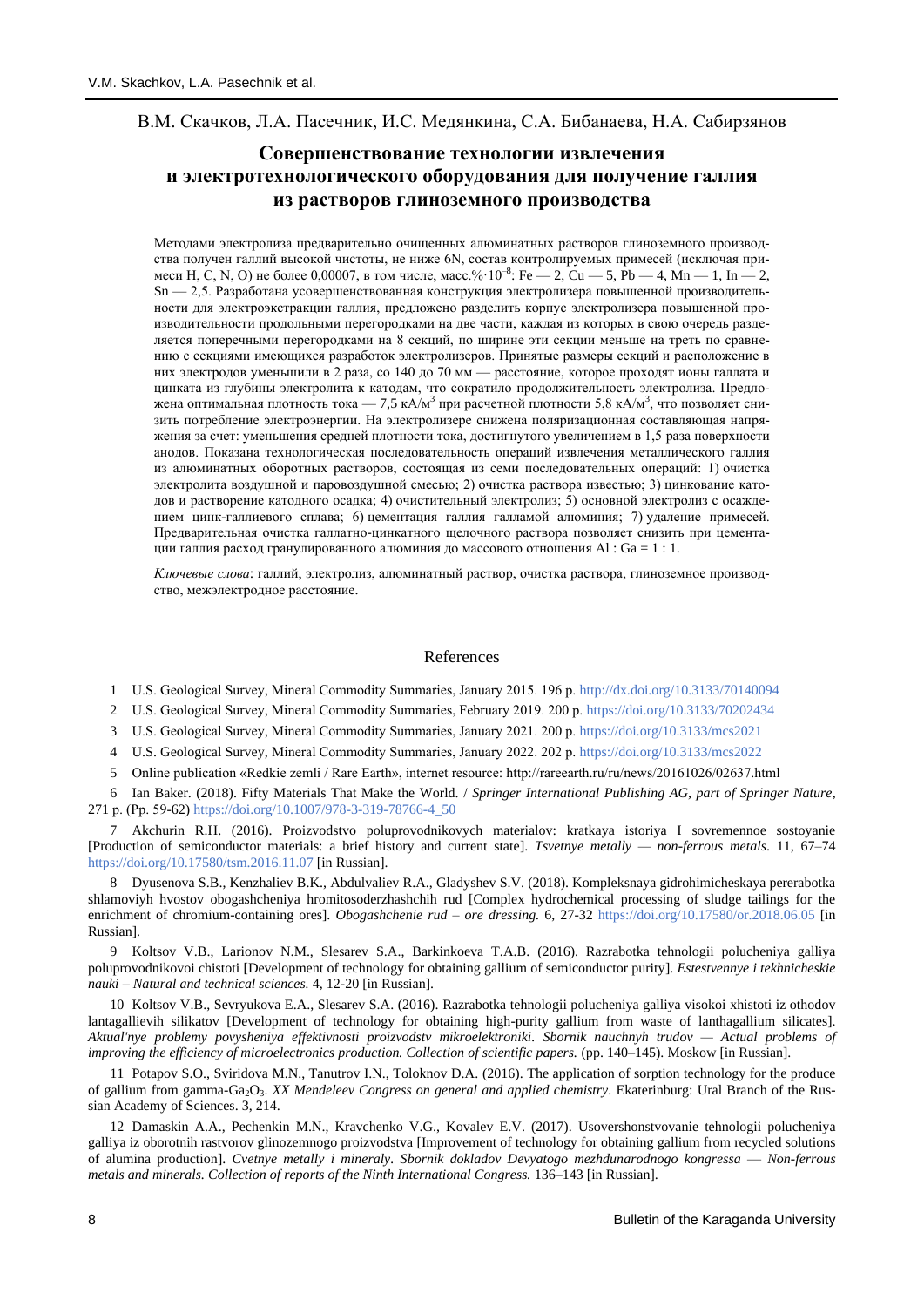В.М. Скачков, Л.А. Пасечник, И.С. Медянкина, С.А. Бибанаева, Н.А. Сабирзянов

# Совершенствование технологии извлечения и электротехнологического оборудования для получение галлия из растворов глиноземного производства

Методами электролиза предварительно очищенных алюминатных растворов глиноземного производства получен галлий высокой чистоты, не ниже 6N, состав контролируемых примесей (исключая примеси H, C, N, O) не более 0,00007, в том числе, масс.%$\cdot 10^{-8}$: Fe — 2, Cu — 5, Pb — 4, Mn — 1, In — 2, Sn — 2,5. Разработана усовершенствованная конструкция электролизера повышенной производительности для электроэкстракции галлия, предложено разделить корпус электролизера повышенной производительности продольными перегородками на две части, каждая из которых в свою очередь разделяется поперечными перегородками на 8 секций, по ширине эти секции меньше на треть по сравнению с секциями имеющихся разработок электролизеров. Принятые размеры секций и расположение в них электродов уменьшили в 2 раза, со 140 до 70 мм — расстояние, которое проходят ионы галлата и цинката из глубины электролита к катодам, что сократило продолжительность электролиза. Предложена оптимальная плотность тока — 7,5 кА/м$^3$ при расчетной плотности 5,8 кА/м$^3$, что позволяет снизить потребление электроэнергии. На электролизере снижена поляризационная составляющая напряжения за счет: уменьшения средней плотности тока, достигнутого увеличением в 1,5 раза поверхности анодов. Показана технологическая последовательность операций извлечения металлического галлия из алюминатных оборотных растворов, состоящая из семи последовательных операций: 1) очистка электролита воздушной и паровоздушной смесью; 2) очистка раствора известью; 3) цинкование катодов и растворение катодного осадка; 4) очистительный электролиз; 5) основной электролиз с осаждением цинк-галлиевого сплава; 6) цементация галлия галламой алюминия; 7) удаление примесей. Предварительная очистка галлатно-цинкатного щелочного раствора позволяет снизить при цементации галлия расход гранулированного алюминия до массового отношения Al : Ga = 1 : 1.

*Ключевые слова*: галлий, электролиз, алюминатный раствор, очистка раствора, глиноземное производство, межэлектродное расстояние.

## References

1 U.S. Geological Survey, Mineral Commodity Summaries, January 2015. 196 p. http://dx.doi.org/10.3133/70140094

2 U.S. Geological Survey, Mineral Commodity Summaries, February 2019. 200 p. https://doi.org/10.3133/70202434

3 U.S. Geological Survey, Mineral Commodity Summaries, January 2021. 200 p. https://doi.org/10.3133/mcs2021

4 U.S. Geological Survey, Mineral Commodity Summaries, January 2022. 202 p. https://doi.org/10.3133/mcs2022

5 Online publication «Redkie zemli / Rare Earth», internet resource: http://rareearth.ru/ru/news/20161026/02637.html

6 Ian Baker. (2018). Fifty Materials That Make the World. / *Springer International Publishing AG, part of Springer Nature*, 271 p. (Pp. 59-62) https://doi.org/10.1007/978-3-319-78766-4_50

7 Akchurin R.H. (2016). Proizvodstvo poluprovodnikovych materialov: kratkaya istoriya I sovremennoe sostoyanie [Production of semiconductor materials: a brief history and current state]. *Tsvetnye metally — non-ferrous metals*. 11, 67–74 https://doi.org/10.17580/tsm.2016.11.07 [in Russian].

8 Dyusenova S.B., Kenzhaliev B.K., Abdulvaliev R.A., Gladyshev S.V. (2018). Kompleksnaya gidrohimicheskaya pererabotka shlamoviyh hvostov obogashcheniya hromitosoderzhashchih rud [Complex hydrochemical processing of sludge tailings for the enrichment of chromium-containing ores]. *Obogashchenie rud – ore dressing.* 6, 27-32 https://doi.org/10.17580/or.2018.06.05 [in Russian].

9 Koltsov V.B., Larionov N.M., Slesarev S.A., Barkinkoeva T.A.B. (2016). Razrabotka tehnologii polucheniya galliya poluprovodnikovoi chistoti [Development of technology for obtaining gallium of semiconductor purity]. *Estestvennye i tekhnicheskie nauki – Natural and technical sciences.* 4, 12-20 [in Russian].

10 Koltsov V.B., Sevryukova E.A., Slesarev S.A. (2016). Razrabotka tehnologii polucheniya galliya visokoi xhistoti iz othodov lantagallievih silikatov [Development of technology for obtaining high-purity gallium from waste of lanthagallium silicates]. *Aktual'nye problemy povysheniya effektivnosti proizvodstv mikroelektroniki. Sbornik nauchnyh trudov — Actual problems of improving the efficiency of microelectronics production. Collection of scientific papers.* (pp. 140–145). Moskow [in Russian].

11 Potapov S.O., Sviridova M.N., Tanutrov I.N., Toloknov D.A. (2016). The application of sorption technology for the produce of gallium from gamma-$Ga_2O_3$. *XX Mendeleev Congress on general and applied chemistry*. Ekaterinburg: Ural Branch of the Russian Academy of Sciences. 3, 214.

12 Damaskin A.A., Pechenkin M.N., Kravchenko V.G., Kovalev E.V. (2017). Usovershonstvovanie tehnologii polucheniya galliya iz oborotnih rastvorov glinozemnogo proizvodstva [Improvement of technology for obtaining gallium from recycled solutions of alumina production]. *Cvetnye metally i mineraly. Sbornik dokladov Devyatogo mezhdunarodnogo kongressa — Non-ferrous metals and minerals. Collection of reports of the Ninth International Congress.* 136–143 [in Russian].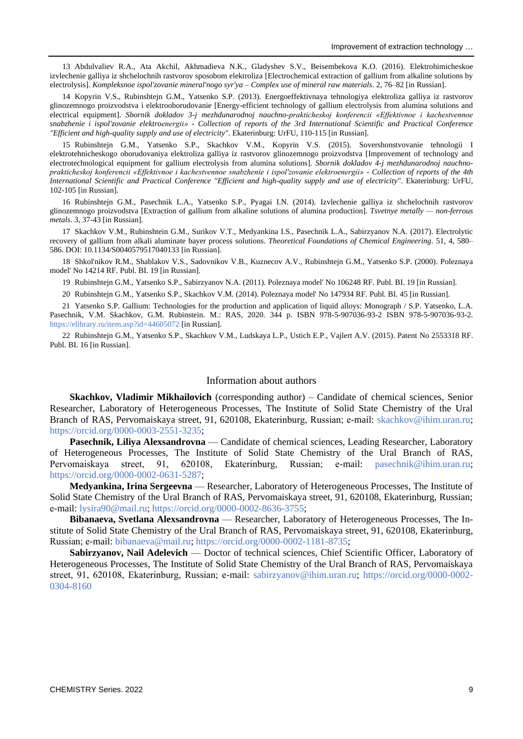13 Abdulvaliev R.A., Ata Akchil, Akhmadieva N.K., Gladyshev S.V., Beisembekova K.O. (2016). Elektrohimicheskoe izvlechenie galliya iz shchelochnih rastvorov sposobom elektroliza [Electrochemical extraction of gallium from alkaline solutions by electrolysis]. *Kompleksnoe ispol'zovanie mineral'nogo syr'ya – Complex use of mineral raw materials*. 2, 76–82 [in Russian].

14 Kopyrin V.S., Rubinshtejn G.M., Yatsenko S.P. (2013). Energoeffektivnaya tehnologiya elektroliza galliya iz rastvorov glinozemnogo proizvodstva i elektrooborudovanie [Energy-efficient technology of gallium electrolysis from alumina solutions and electrical equipment]. *Sbornik dokladov 3-j mezhdunarodnoj nauchno-prakticheskoj konferencii «Effektivnoe i kachestvennoe snabzhenie i ispol'zovanie elektroenergii» - Collection of reports of the 3rd International Scientific and Practical Conference "Efficient and high-quality supply and use of electricity"*. Ekaterinburg: UrFU, 110-115 [in Russian].

15 Rubinshtejn G.M., Yatsenko S.P., Skachkov V.M., Kopyrin V.S. (2015). Sovershonstvovanie tehnologii I elektrotehnicheskogo oborudovaniya elektroliza galliya iz rastvorov glinozemnogo proizvodstva [Improvement of technology and electrotechnological equipment for gallium electrolysis from alumina solutions]. *Sbornik dokladov 4-j mezhdunarodnoj nauchno-prakticheskoj konferencii «Effektivnoe i kachestvennoe snabzhenie i ispol'zovanie elektroenergii» - Collection of reports of the 4th International Scientific and Practical Conference "Efficient and high-quality supply and use of electricity"*. Ekaterinburg: UrFU, 102-105 [in Russian].

16 Rubinshtejn G.M., Pasechnik L.A., Yatsenko S.P., Pyagai I.N. (2014). Izvlechenie galliya iz shchelochnih rastvorov glinozemnogo proizvodstva [Extraction of gallium from alkaline solutions of alumina production]. *Tsvetnye metally — non-ferrous metals*. 3, 37-43 [in Russian].

17 Skachkov V.M., Rubinshtein G.M., Surikov V.T., Medyankina I.S., Pasechnik L.A., Sabirzyanov N.A. (2017). Electrolytic recovery of gallium from alkali aluminate bayer process solutions. *Theoretical Foundations of Chemical Engineering*. 51, 4, 580–586. DOI: 10.1134/S0040579517040133 [in Russian].

18 Shkol'nikov R.M., Shablakov V.S., Sadovnikov V.B., Kuznecov A.V., Rubinshtejn G.M., Yatsenko S.P. (2000). Poleznaya model' No 14214 RF. Publ. BI. 19 [in Russian].

19 Rubinshtejn G.M., Yatsenko S.P., Sabirzyanov N.A. (2011). Poleznaya model' No 106248 RF. Publ. BI. 19 [in Russian].

20 Rubinshtejn G.M., Yatsenko S.P., Skachkov V.M. (2014). Poleznaya model' No 147934 RF. Publ. BI. 45 [in Russian].

21 Yatsenko S.P. Gallium: Technologies for the production and application of liquid alloys: Monograph / S.P. Yatsenko, L.A. Pasechnik, V.M. Skachkov, G.M. Rubinstein. M.: RAS, 2020. 344 p. ISBN 978-5-907036-93-2 ISBN 978-5-907036-93-2. https://elibrary.ru/item.asp?id=44605072 [in Russian].

22 Rubinshtejn G.M., Yatsenko S.P., Skachkov V.M., Ludskaya L.P., Ustich E.P., Vajlert A.V. (2015). Patent No 2553318 RF. Publ. BI. 16 [in Russian].

## Information about authors

**Skachkov, Vladimir Mikhailovich** (corresponding author) – Candidate of chemical sciences, Senior Researcher, Laboratory of Heterogeneous Processes, The Institute of Solid State Chemistry of the Ural Branch of RAS, Pervomaiskaya street, 91, 620108, Ekaterinburg, Russian; e-mail: skachkov@ihim.uran.ru; https://orcid.org/0000-0003-2551-3235;

**Pasechnik, Liliya Alexsandrovna** — Candidate of chemical sciences, Leading Researcher, Laboratory of Heterogeneous Processes, The Institute of Solid State Chemistry of the Ural Branch of RAS, Pervomaiskaya street, 91, 620108, Ekaterinburg, Russian; e-mail: pasechnik@ihim.uran.ru; https://orcid.org/0000-0002-0631-5287;

**Medyankina, Irina Sergeevna** — Researcher, Laboratory of Heterogeneous Processes, The Institute of Solid State Chemistry of the Ural Branch of RAS, Pervomaiskaya street, 91, 620108, Ekaterinburg, Russian; e-mail: lysira90@mail.ru; https://orcid.org/0000-0002-8636-3755;

**Bibanaeva, Svetlana Alexsandrovna** — Researcher, Laboratory of Heterogeneous Processes, The Institute of Solid State Chemistry of the Ural Branch of RAS, Pervomaiskaya street, 91, 620108, Ekaterinburg, Russian; e-mail: bibanaeva@mail.ru; https://orcid.org/0000-0002-1181-8735;

**Sabirzyanov, Nail Adelevich** — Doctor of technical sciences, Chief Scientific Officer, Laboratory of Heterogeneous Processes, The Institute of Solid State Chemistry of the Ural Branch of RAS, Pervomaiskaya street, 91, 620108, Ekaterinburg, Russian; e-mail: sabirzyanov@ihim.uran.ru; https://orcid.org/0000-0002-0304-8160